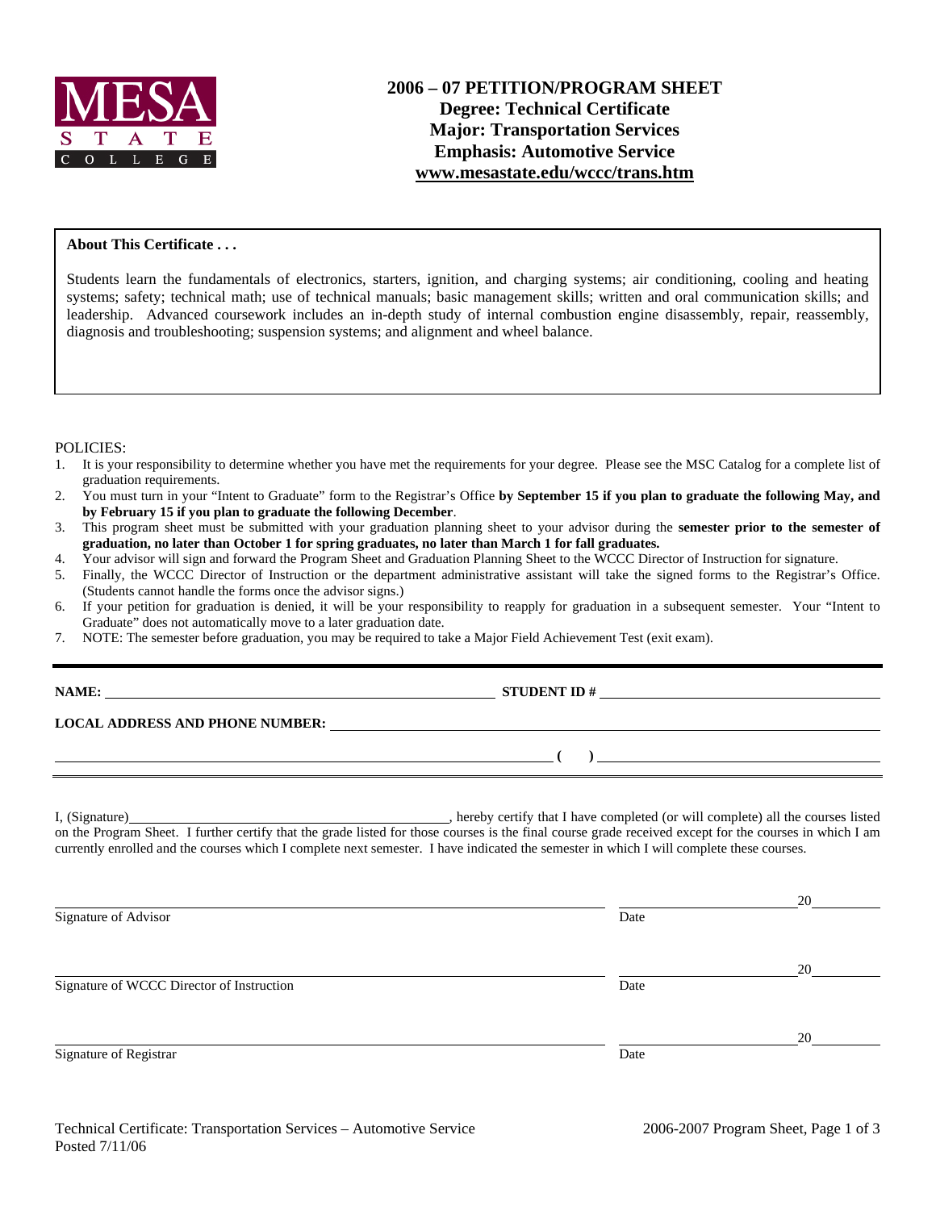MESA STATE COLLEGE

# 2006 – 07 PETITION/PROGRAM SHEET
## Degree: Technical Certificate
## Major: Transportation Services
## Emphasis: Automotive Service
## www.mesastate.edu/wccc/trans.htm

**About This Certificate . . .**

Students learn the fundamentals of electronics, starters, ignition, and charging systems; air conditioning, cooling and heating systems; safety; technical math; use of technical manuals; basic management skills; written and oral communication skills; and leadership. Advanced coursework includes an in-depth study of internal combustion engine disassembly, repair, reassembly, diagnosis and troubleshooting; suspension systems; and alignment and wheel balance.

POLICIES:

1. It is your responsibility to determine whether you have met the requirements for your degree. Please see the MSC Catalog for a complete list of graduation requirements.
2. You must turn in your "Intent to Graduate" form to the Registrar's Office **by September 15 if you plan to graduate the following May, and by February 15 if you plan to graduate the following December**.
3. This program sheet must be submitted with your graduation planning sheet to your advisor during the **semester prior to the semester of graduation, no later than October 1 for spring graduates, no later than March 1 for fall graduates.**
4. Your advisor will sign and forward the Program Sheet and Graduation Planning Sheet to the WCCC Director of Instruction for signature.
5. Finally, the WCCC Director of Instruction or the department administrative assistant will take the signed forms to the Registrar's Office. (Students cannot handle the forms once the advisor signs.)
6. If your petition for graduation is denied, it will be your responsibility to reapply for graduation in a subsequent semester. Your "Intent to Graduate" does not automatically move to a later graduation date.
7. NOTE: The semester before graduation, you may be required to take a Major Field Achievement Test (exit exam).

**NAME:** ______________________________ **STUDENT ID #** ______________________________

**LOCAL ADDRESS AND PHONE NUMBER:** ______________________________________________

______________________________________________ **( )** ______________________________

I, (Signature)______________________________, hereby certify that I have completed (or will complete) all the courses listed on the Program Sheet. I further certify that the grade listed for those courses is the final course grade received except for the courses in which I am currently enrolled and the courses which I complete next semester. I have indicated the semester in which I will complete these courses.

______________________________________________ ____________________ 20______
Signature of Advisor Date

______________________________________________ ____________________ 20______
Signature of WCCC Director of Instruction Date

______________________________________________ ____________________ 20______
Signature of Registrar Date

Technical Certificate: Transportation Services – Automotive Service
Posted 7/11/06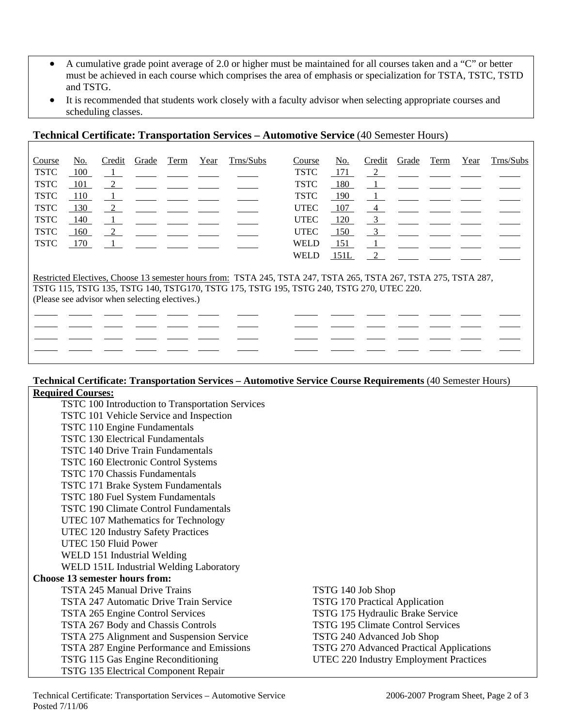- A cumulative grade point average of 2.0 or higher must be maintained for all courses taken and a "C" or better must be achieved in each course which comprises the area of emphasis or specialization for TSTA, TSTC, TSTD and TSTG.
- It is recommended that students work closely with a faculty advisor when selecting appropriate courses and scheduling classes.

## Technical Certificate: Transportation Services – Automotive Service (40 Semester Hours)

| Course | No. | Credit | Grade | Term | Year | Trns/Subs | Course | No. | Credit | Grade | Term | Year | Trns/Subs |
|---|---|---|---|---|---|---|---|---|---|---|---|---|---|
| TSTC | 100 | 1 | | | | | TSTC | 171 | 2 | | | | |
| TSTC | 101 | 2 | | | | | TSTC | 180 | 1 | | | | |
| TSTC | 110 | 1 | | | | | TSTC | 190 | 1 | | | | |
| TSTC | 130 | 2 | | | | | UTEC | 107 | 4 | | | | |
| TSTC | 140 | 1 | | | | | UTEC | 120 | 3 | | | | |
| TSTC | 160 | 2 | | | | | UTEC | 150 | 3 | | | | |
| TSTC | 170 | 1 | | | | | WELD | 151 | 1 | | | | |
| | | | | | | | WELD | 151L | 2 | | | | |

Restricted Electives, Choose 13 semester hours from: TSTA 245, TSTA 247, TSTA 265, TSTA 267, TSTA 275, TSTA 287, TSTG 115, TSTG 135, TSTG 140, TSTG170, TSTG 175, TSTG 195, TSTG 240, TSTG 270, UTEC 220.
(Please see advisor when selecting electives.)

| | | | | | | | | | | | | | |
|---|---|---|---|---|---|---|---|---|---|---|---|---|---|
| | | | | | | | | | | | | | |
| | | | | | | | | | | | | | |
| | | | | | | | | | | | | | |
| | | | | | | | | | | | | | |

## Technical Certificate: Transportation Services – Automotive Service Course Requirements (40 Semester Hours)

**Required Courses:**

- TSTC 100 Introduction to Transportation Services
- TSTC 101 Vehicle Service and Inspection
- TSTC 110 Engine Fundamentals
- TSTC 130 Electrical Fundamentals
- TSTC 140 Drive Train Fundamentals
- TSTC 160 Electronic Control Systems
- TSTC 170 Chassis Fundamentals
- TSTC 171 Brake System Fundamentals
- TSTC 180 Fuel System Fundamentals
- TSTC 190 Climate Control Fundamentals
- UTEC 107 Mathematics for Technology
- UTEC 120 Industry Safety Practices
- UTEC 150 Fluid Power
- WELD 151 Industrial Welding
- WELD 151L Industrial Welding Laboratory

**Choose 13 semester hours from:**

- TSTA 245 Manual Drive Trains
- TSTA 247 Automatic Drive Train Service
- TSTA 265 Engine Control Services
- TSTA 267 Body and Chassis Controls
- TSTA 275 Alignment and Suspension Service
- TSTA 287 Engine Performance and Emissions
- TSTG 115 Gas Engine Reconditioning
- TSTG 135 Electrical Component Repair
- TSTG 140 Job Shop
- TSTG 170 Practical Application
- TSTG 175 Hydraulic Brake Service
- TSTG 195 Climate Control Services
- TSTG 240 Advanced Job Shop
- TSTG 270 Advanced Practical Applications
- UTEC 220 Industry Employment Practices

Posted 7/11/06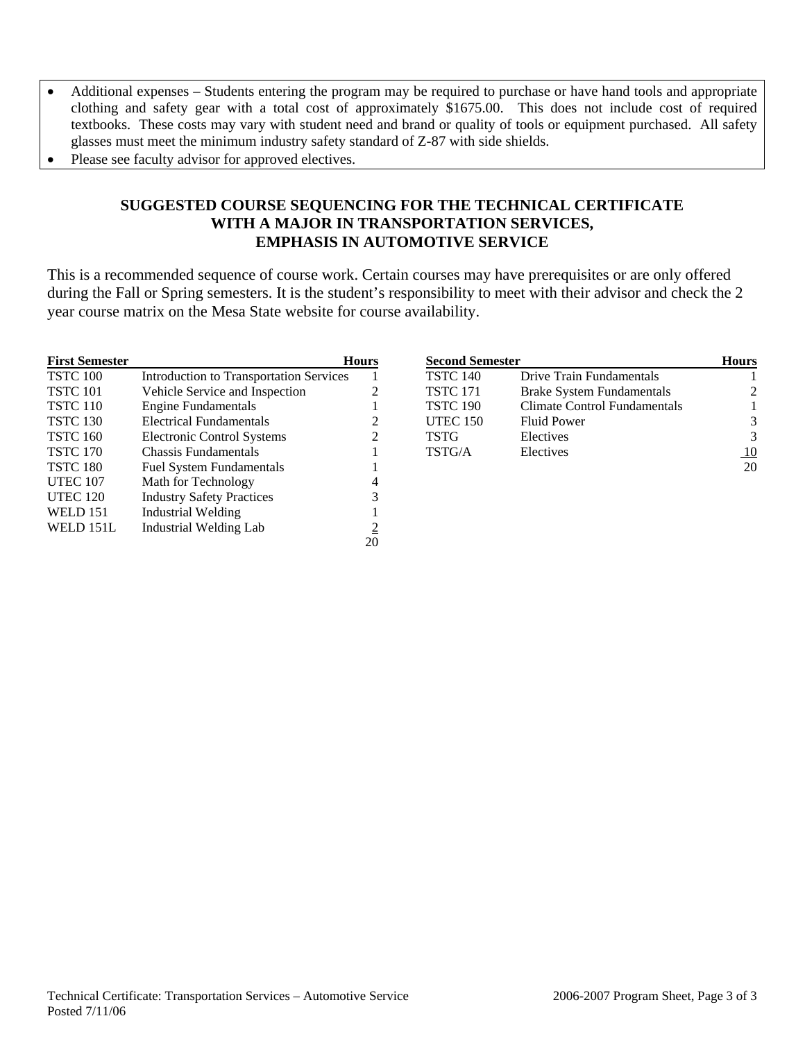- Additional expenses – Students entering the program may be required to purchase or have hand tools and appropriate clothing and safety gear with a total cost of approximately $1675.00. This does not include cost of required textbooks. These costs may vary with student need and brand or quality of tools or equipment purchased. All safety glasses must meet the minimum industry safety standard of Z-87 with side shields.
- Please see faculty advisor for approved electives.

## SUGGESTED COURSE SEQUENCING FOR THE TECHNICAL CERTIFICATE WITH A MAJOR IN TRANSPORTATION SERVICES, EMPHASIS IN AUTOMOTIVE SERVICE

This is a recommended sequence of course work. Certain courses may have prerequisites or are only offered during the Fall or Spring semesters. It is the student's responsibility to meet with their advisor and check the 2 year course matrix on the Mesa State website for course availability.

| First Semester | | Hours |
|---|---|---|
| TSTC 100 | Introduction to Transportation Services | 1 |
| TSTC 101 | Vehicle Service and Inspection | 2 |
| TSTC 110 | Engine Fundamentals | 1 |
| TSTC 130 | Electrical Fundamentals | 2 |
| TSTC 160 | Electronic Control Systems | 2 |
| TSTC 170 | Chassis Fundamentals | 1 |
| TSTC 180 | Fuel System Fundamentals | 1 |
| UTEC 107 | Math for Technology | 4 |
| UTEC 120 | Industry Safety Practices | 3 |
| WELD 151 | Industrial Welding | 1 |
| WELD 151L | Industrial Welding Lab | 2 |
| | | 20 |

| Second Semester | | Hours |
|---|---|---|
| TSTC 140 | Drive Train Fundamentals | 1 |
| TSTC 171 | Brake System Fundamentals | 2 |
| TSTC 190 | Climate Control Fundamentals | 1 |
| UTEC 150 | Fluid Power | 3 |
| TSTG | Electives | 3 |
| TSTG/A | Electives | 10 |
| | | 20 |